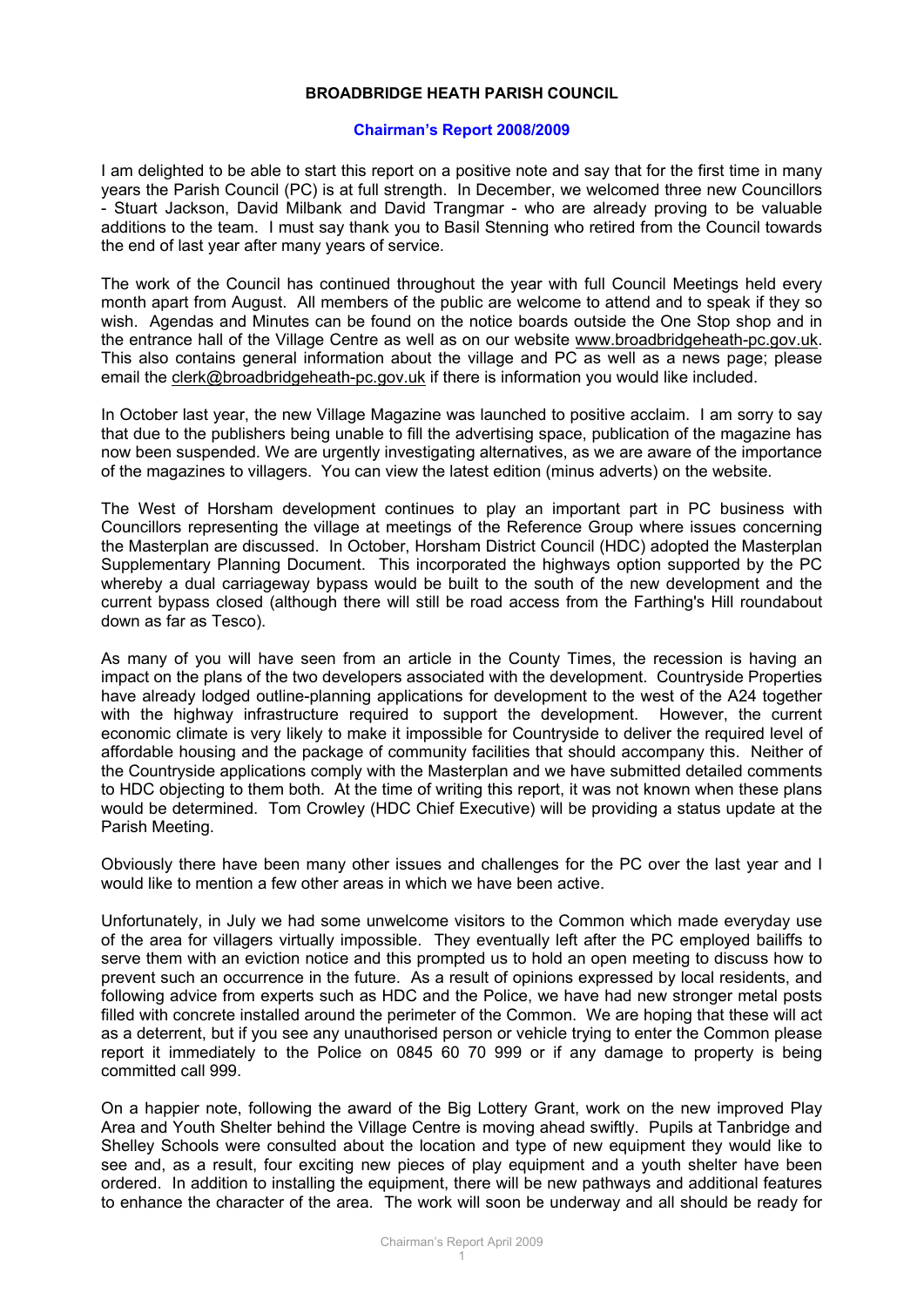**BROADBRIDGE HEATH PARISH COUNCIL**

## Chairman's Report 2008/2009

I am delighted to be able to start this report on a positive note and say that for the first time in many years the Parish Council (PC) is at full strength. In December, we welcomed three new Councillors - Stuart Jackson, David Milbank and David Trangmar - who are already proving to be valuable additions to the team. I must say thank you to Basil Stenning who retired from the Council towards the end of last year after many years of service.

The work of the Council has continued throughout the year with full Council Meetings held every month apart from August. All members of the public are welcome to attend and to speak if they so wish. Agendas and Minutes can be found on the notice boards outside the One Stop shop and in the entrance hall of the Village Centre as well as on our website www.broadbridgeheath-pc.gov.uk. This also contains general information about the village and PC as well as a news page; please email the clerk@broadbridgeheath-pc.gov.uk if there is information you would like included.

In October last year, the new Village Magazine was launched to positive acclaim. I am sorry to say that due to the publishers being unable to fill the advertising space, publication of the magazine has now been suspended. We are urgently investigating alternatives, as we are aware of the importance of the magazines to villagers. You can view the latest edition (minus adverts) on the website.

The West of Horsham development continues to play an important part in PC business with Councillors representing the village at meetings of the Reference Group where issues concerning the Masterplan are discussed. In October, Horsham District Council (HDC) adopted the Masterplan Supplementary Planning Document. This incorporated the highways option supported by the PC whereby a dual carriageway bypass would be built to the south of the new development and the current bypass closed (although there will still be road access from the Farthing's Hill roundabout down as far as Tesco).

As many of you will have seen from an article in the County Times, the recession is having an impact on the plans of the two developers associated with the development. Countryside Properties have already lodged outline-planning applications for development to the west of the A24 together with the highway infrastructure required to support the development. However, the current economic climate is very likely to make it impossible for Countryside to deliver the required level of affordable housing and the package of community facilities that should accompany this. Neither of the Countryside applications comply with the Masterplan and we have submitted detailed comments to HDC objecting to them both. At the time of writing this report, it was not known when these plans would be determined. Tom Crowley (HDC Chief Executive) will be providing a status update at the Parish Meeting.

Obviously there have been many other issues and challenges for the PC over the last year and I would like to mention a few other areas in which we have been active.

Unfortunately, in July we had some unwelcome visitors to the Common which made everyday use of the area for villagers virtually impossible. They eventually left after the PC employed bailiffs to serve them with an eviction notice and this prompted us to hold an open meeting to discuss how to prevent such an occurrence in the future. As a result of opinions expressed by local residents, and following advice from experts such as HDC and the Police, we have had new stronger metal posts filled with concrete installed around the perimeter of the Common. We are hoping that these will act as a deterrent, but if you see any unauthorised person or vehicle trying to enter the Common please report it immediately to the Police on 0845 60 70 999 or if any damage to property is being committed call 999.

On a happier note, following the award of the Big Lottery Grant, work on the new improved Play Area and Youth Shelter behind the Village Centre is moving ahead swiftly. Pupils at Tanbridge and Shelley Schools were consulted about the location and type of new equipment they would like to see and, as a result, four exciting new pieces of play equipment and a youth shelter have been ordered. In addition to installing the equipment, there will be new pathways and additional features to enhance the character of the area. The work will soon be underway and all should be ready for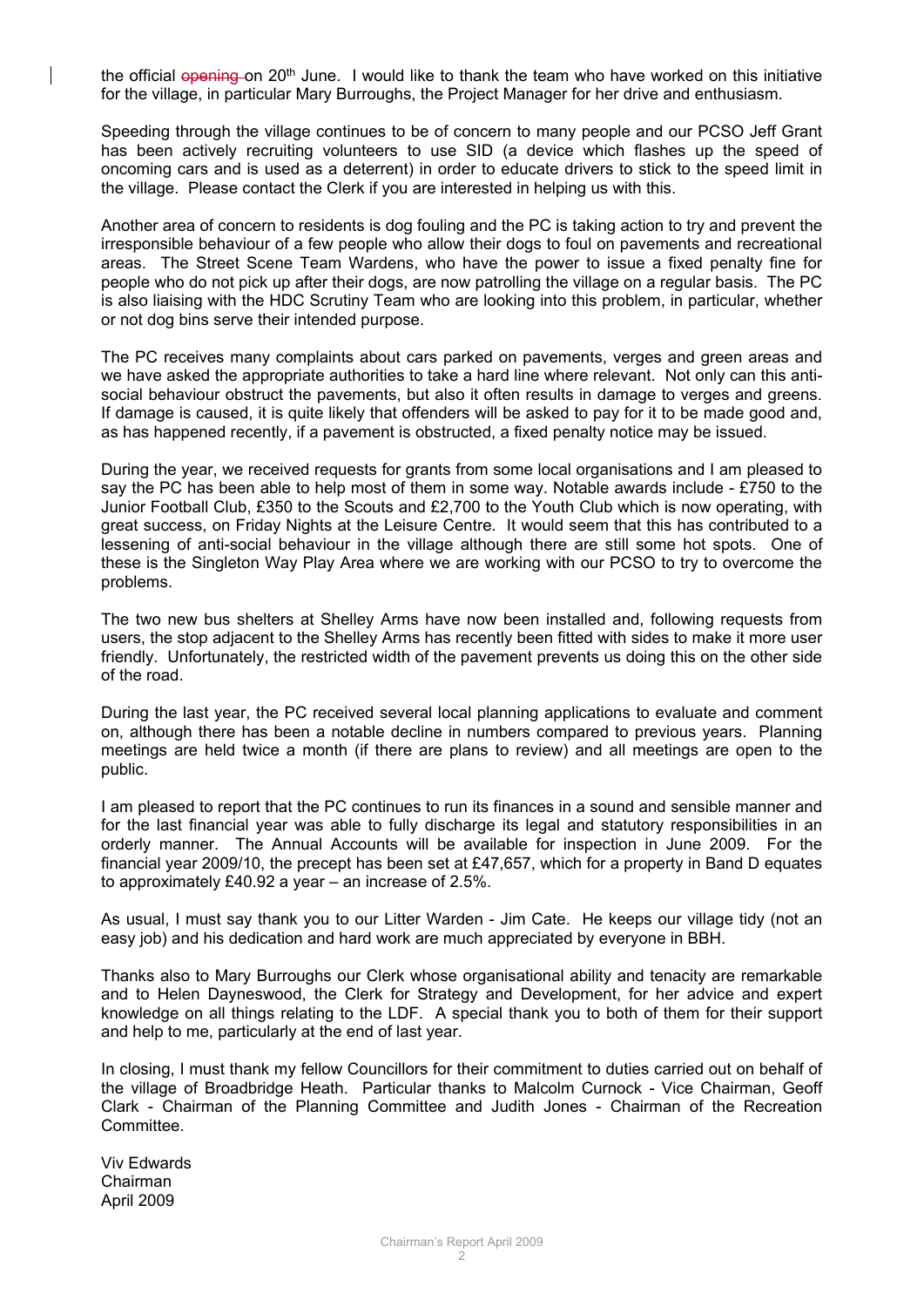the official ~~opening~~ on 20th June. I would like to thank the team who have worked on this initiative for the village, in particular Mary Burroughs, the Project Manager for her drive and enthusiasm.

Speeding through the village continues to be of concern to many people and our PCSO Jeff Grant has been actively recruiting volunteers to use SID (a device which flashes up the speed of oncoming cars and is used as a deterrent) in order to educate drivers to stick to the speed limit in the village. Please contact the Clerk if you are interested in helping us with this.

Another area of concern to residents is dog fouling and the PC is taking action to try and prevent the irresponsible behaviour of a few people who allow their dogs to foul on pavements and recreational areas. The Street Scene Team Wardens, who have the power to issue a fixed penalty fine for people who do not pick up after their dogs, are now patrolling the village on a regular basis. The PC is also liaising with the HDC Scrutiny Team who are looking into this problem, in particular, whether or not dog bins serve their intended purpose.

The PC receives many complaints about cars parked on pavements, verges and green areas and we have asked the appropriate authorities to take a hard line where relevant. Not only can this anti-social behaviour obstruct the pavements, but also it often results in damage to verges and greens. If damage is caused, it is quite likely that offenders will be asked to pay for it to be made good and, as has happened recently, if a pavement is obstructed, a fixed penalty notice may be issued.

During the year, we received requests for grants from some local organisations and I am pleased to say the PC has been able to help most of them in some way. Notable awards include - £750 to the Junior Football Club, £350 to the Scouts and £2,700 to the Youth Club which is now operating, with great success, on Friday Nights at the Leisure Centre. It would seem that this has contributed to a lessening of anti-social behaviour in the village although there are still some hot spots. One of these is the Singleton Way Play Area where we are working with our PCSO to try to overcome the problems.

The two new bus shelters at Shelley Arms have now been installed and, following requests from users, the stop adjacent to the Shelley Arms has recently been fitted with sides to make it more user friendly. Unfortunately, the restricted width of the pavement prevents us doing this on the other side of the road.

During the last year, the PC received several local planning applications to evaluate and comment on, although there has been a notable decline in numbers compared to previous years. Planning meetings are held twice a month (if there are plans to review) and all meetings are open to the public.

I am pleased to report that the PC continues to run its finances in a sound and sensible manner and for the last financial year was able to fully discharge its legal and statutory responsibilities in an orderly manner. The Annual Accounts will be available for inspection in June 2009. For the financial year 2009/10, the precept has been set at £47,657, which for a property in Band D equates to approximately £40.92 a year – an increase of 2.5%.

As usual, I must say thank you to our Litter Warden - Jim Cate. He keeps our village tidy (not an easy job) and his dedication and hard work are much appreciated by everyone in BBH.

Thanks also to Mary Burroughs our Clerk whose organisational ability and tenacity are remarkable and to Helen Dayneswood, the Clerk for Strategy and Development, for her advice and expert knowledge on all things relating to the LDF. A special thank you to both of them for their support and help to me, particularly at the end of last year.

In closing, I must thank my fellow Councillors for their commitment to duties carried out on behalf of the village of Broadbridge Heath. Particular thanks to Malcolm Curnock - Vice Chairman, Geoff Clark - Chairman of the Planning Committee and Judith Jones - Chairman of the Recreation Committee.

Viv Edwards
Chairman
April 2009